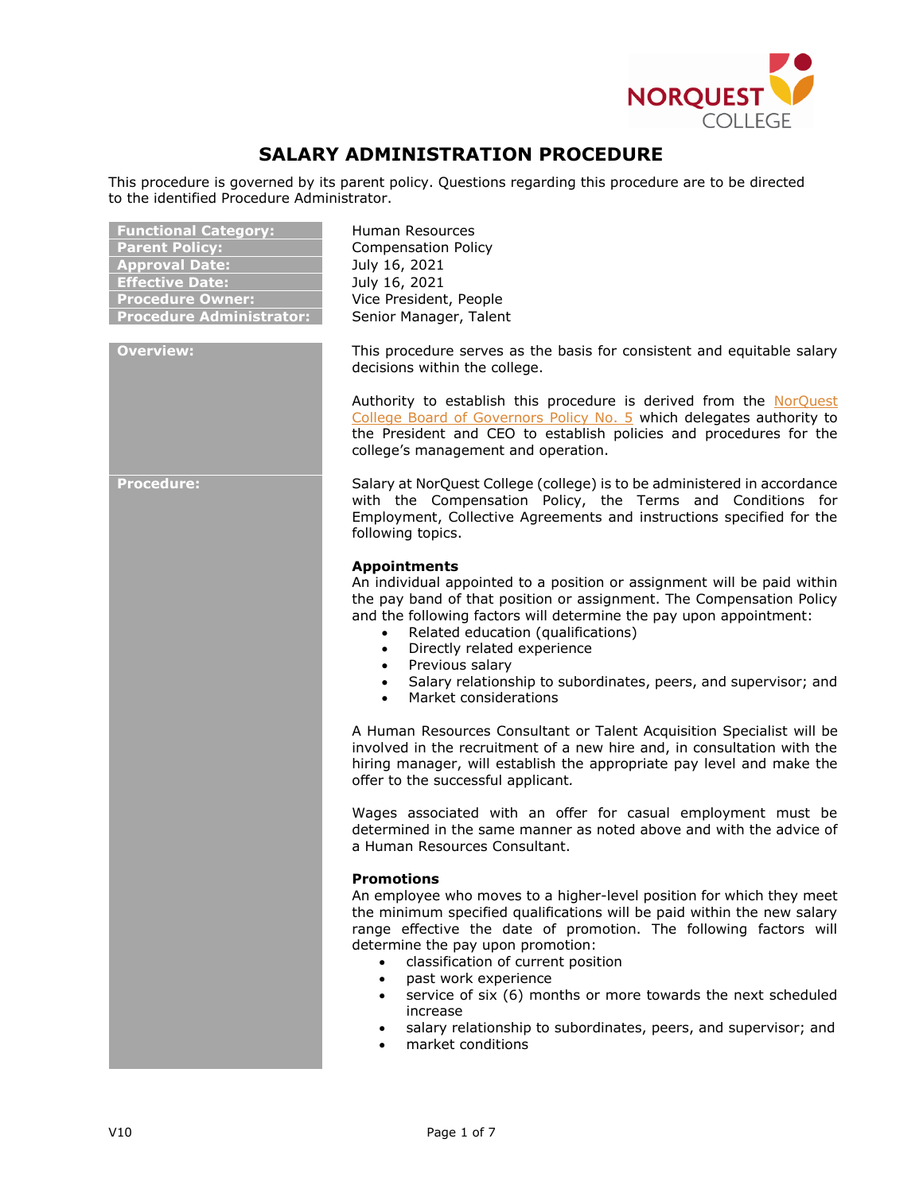# SALARY ADMINISTRATION PROCEDURE

This procedure is governed by its parent policy. Questions regarding this procedure are to be directed to the identified Procedure Administrator.

| | |
|---|---|
| **Functional Category:** | Human Resources |
| **Parent Policy:** | Compensation Policy |
| **Approval Date:** | July 16, 2021 |
| **Effective Date:** | July 16, 2021 |
| **Procedure Owner:** | Vice President, People |
| **Procedure Administrator:** | Senior Manager, Talent |

## Overview:

This procedure serves as the basis for consistent and equitable salary decisions within the college.

Authority to establish this procedure is derived from the NorQuest College Board of Governors Policy No. 5 which delegates authority to the President and CEO to establish policies and procedures for the college's management and operation.

## Procedure:

Salary at NorQuest College (college) is to be administered in accordance with the Compensation Policy, the Terms and Conditions for Employment, Collective Agreements and instructions specified for the following topics.

### Appointments

An individual appointed to a position or assignment will be paid within the pay band of that position or assignment. The Compensation Policy and the following factors will determine the pay upon appointment:

- Related education (qualifications)
- Directly related experience
- Previous salary
- Salary relationship to subordinates, peers, and supervisor; and
- Market considerations

A Human Resources Consultant or Talent Acquisition Specialist will be involved in the recruitment of a new hire and, in consultation with the hiring manager, will establish the appropriate pay level and make the offer to the successful applicant.

Wages associated with an offer for casual employment must be determined in the same manner as noted above and with the advice of a Human Resources Consultant.

### Promotions

An employee who moves to a higher-level position for which they meet the minimum specified qualifications will be paid within the new salary range effective the date of promotion. The following factors will determine the pay upon promotion:

- classification of current position
- past work experience
- service of six (6) months or more towards the next scheduled increase
- salary relationship to subordinates, peers, and supervisor; and
- market conditions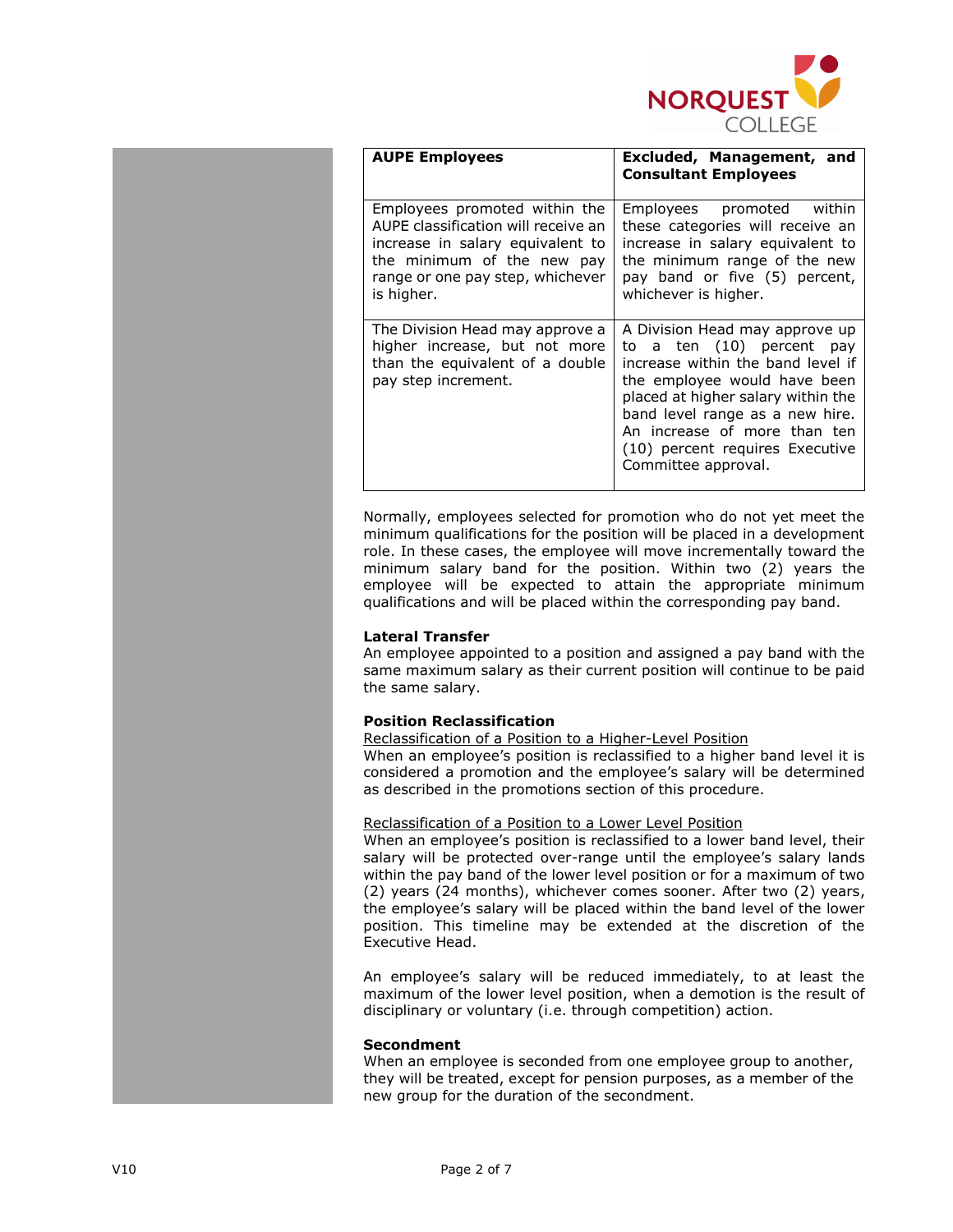| AUPE Employees | Excluded, Management, and Consultant Employees |
| --- | --- |
| Employees promoted within the AUPE classification will receive an increase in salary equivalent to the minimum of the new pay range or one pay step, whichever is higher. | Employees promoted within these categories will receive an increase in salary equivalent to the minimum range of the new pay band or five (5) percent, whichever is higher. |
| The Division Head may approve a higher increase, but not more than the equivalent of a double pay step increment. | A Division Head may approve up to a ten (10) percent pay increase within the band level if the employee would have been placed at higher salary within the band level range as a new hire. An increase of more than ten (10) percent requires Executive Committee approval. |

Normally, employees selected for promotion who do not yet meet the minimum qualifications for the position will be placed in a development role. In these cases, the employee will move incrementally toward the minimum salary band for the position. Within two (2) years the employee will be expected to attain the appropriate minimum qualifications and will be placed within the corresponding pay band.

**Lateral Transfer**

An employee appointed to a position and assigned a pay band with the same maximum salary as their current position will continue to be paid the same salary.

**Position Reclassification**

Reclassification of a Position to a Higher-Level Position

When an employee's position is reclassified to a higher band level it is considered a promotion and the employee's salary will be determined as described in the promotions section of this procedure.

Reclassification of a Position to a Lower Level Position

When an employee's position is reclassified to a lower band level, their salary will be protected over-range until the employee's salary lands within the pay band of the lower level position or for a maximum of two (2) years (24 months), whichever comes sooner. After two (2) years, the employee's salary will be placed within the band level of the lower position. This timeline may be extended at the discretion of the Executive Head.

An employee's salary will be reduced immediately, to at least the maximum of the lower level position, when a demotion is the result of disciplinary or voluntary (i.e. through competition) action.

**Secondment**

When an employee is seconded from one employee group to another, they will be treated, except for pension purposes, as a member of the new group for the duration of the secondment.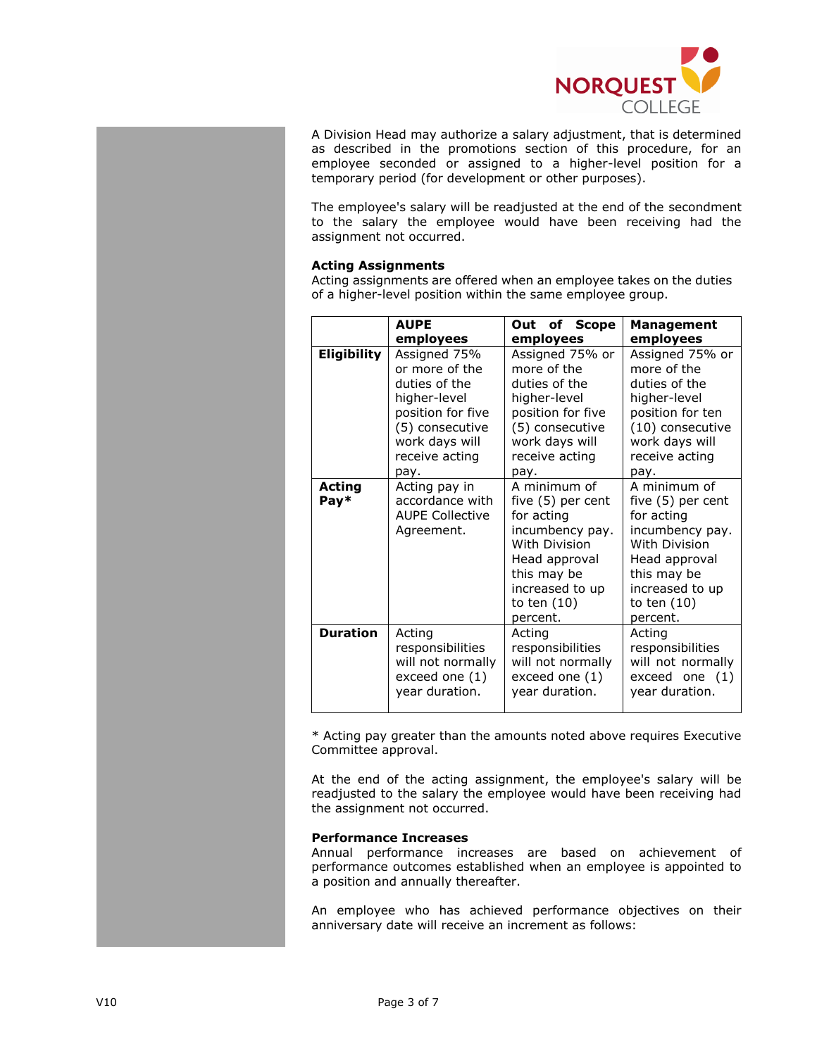A Division Head may authorize a salary adjustment, that is determined as described in the promotions section of this procedure, for an employee seconded or assigned to a higher-level position for a temporary period (for development or other purposes).

The employee's salary will be readjusted at the end of the secondment to the salary the employee would have been receiving had the assignment not occurred.

**Acting Assignments**

Acting assignments are offered when an employee takes on the duties of a higher-level position within the same employee group.

| | **AUPE employees** | **Out of Scope employees** | **Management employees** |
|---|---|---|---|
| **Eligibility** | Assigned 75% or more of the duties of the higher-level position for five (5) consecutive work days will receive acting pay. | Assigned 75% or more of the duties of the higher-level position for five (5) consecutive work days will receive acting pay. | Assigned 75% or more of the duties of the higher-level position for ten (10) consecutive work days will receive acting pay. |
| **Acting Pay*** | Acting pay in accordance with AUPE Collective Agreement. | A minimum of five (5) per cent for acting incumbency pay. With Division Head approval this may be increased to up to ten (10) percent. | A minimum of five (5) per cent for acting incumbency pay. With Division Head approval this may be increased to up to ten (10) percent. |
| **Duration** | Acting responsibilities will not normally exceed one (1) year duration. | Acting responsibilities will not normally exceed one (1) year duration. | Acting responsibilities will not normally exceed one (1) year duration. |

* Acting pay greater than the amounts noted above requires Executive Committee approval.

At the end of the acting assignment, the employee's salary will be readjusted to the salary the employee would have been receiving had the assignment not occurred.

**Performance Increases**

Annual performance increases are based on achievement of performance outcomes established when an employee is appointed to a position and annually thereafter.

An employee who has achieved performance objectives on their anniversary date will receive an increment as follows: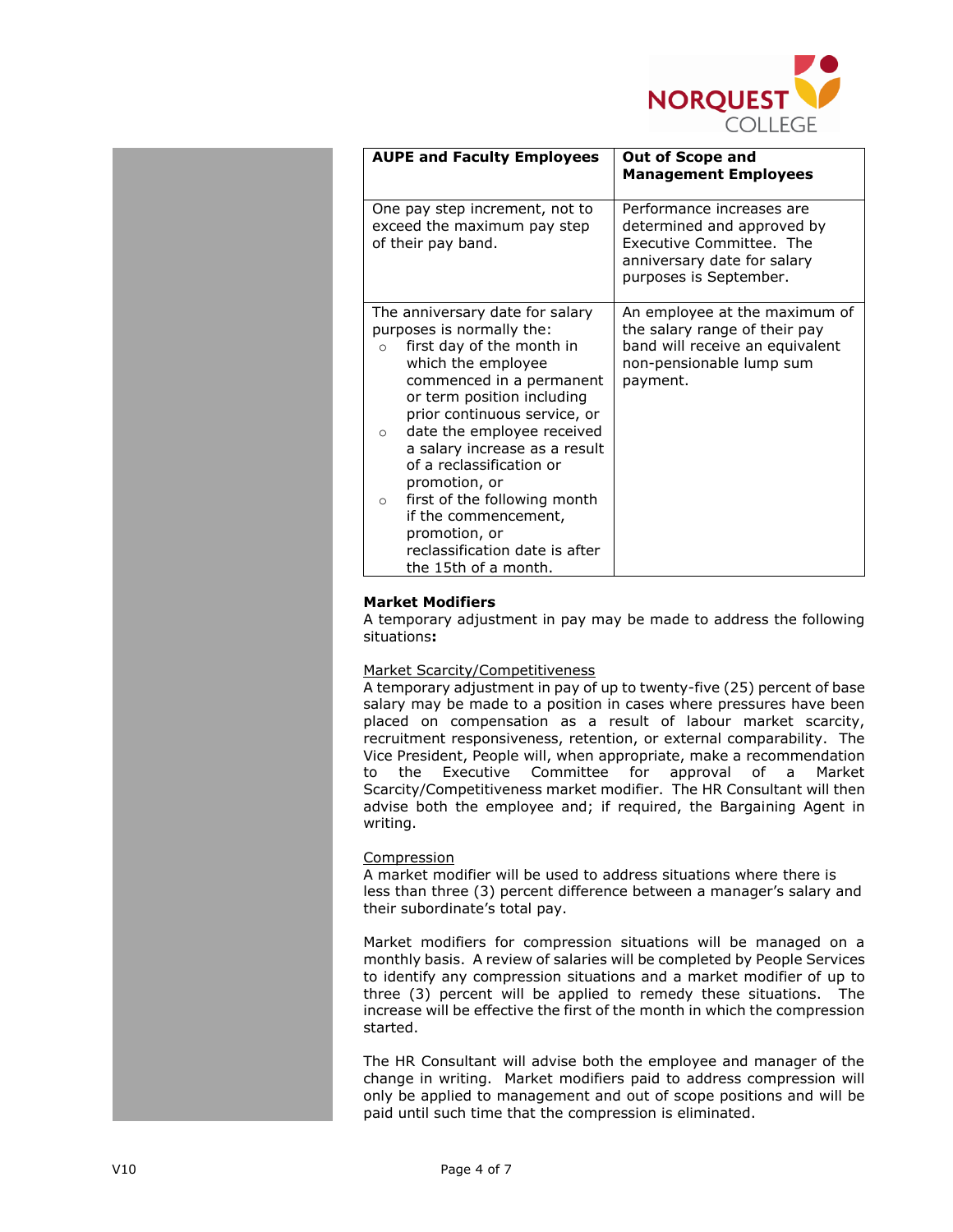| AUPE and Faculty Employees | Out of Scope and Management Employees |
|---|---|
| One pay step increment, not to exceed the maximum pay step of their pay band. | Performance increases are determined and approved by Executive Committee. The anniversary date for salary purposes is September. |
| The anniversary date for salary purposes is normally the:<br>○ first day of the month in which the employee commenced in a permanent or term position including prior continuous service, or<br>○ date the employee received a salary increase as a result of a reclassification or promotion, or<br>○ first of the following month if the commencement, promotion, or reclassification date is after the 15th of a month. | An employee at the maximum of the salary range of their pay band will receive an equivalent non-pensionable lump sum payment. |

**Market Modifiers**

A temporary adjustment in pay may be made to address the following situations**:**

<u>Market Scarcity/Competitiveness</u>

A temporary adjustment in pay of up to twenty-five (25) percent of base salary may be made to a position in cases where pressures have been placed on compensation as a result of labour market scarcity, recruitment responsiveness, retention, or external comparability. The Vice President, People will, when appropriate, make a recommendation to the Executive Committee for approval of a Market Scarcity/Competitiveness market modifier. The HR Consultant will then advise both the employee and; if required, the Bargaining Agent in writing.

<u>Compression</u>

A market modifier will be used to address situations where there is less than three (3) percent difference between a manager's salary and their subordinate's total pay.

Market modifiers for compression situations will be managed on a monthly basis. A review of salaries will be completed by People Services to identify any compression situations and a market modifier of up to three (3) percent will be applied to remedy these situations. The increase will be effective the first of the month in which the compression started.

The HR Consultant will advise both the employee and manager of the change in writing. Market modifiers paid to address compression will only be applied to management and out of scope positions and will be paid until such time that the compression is eliminated.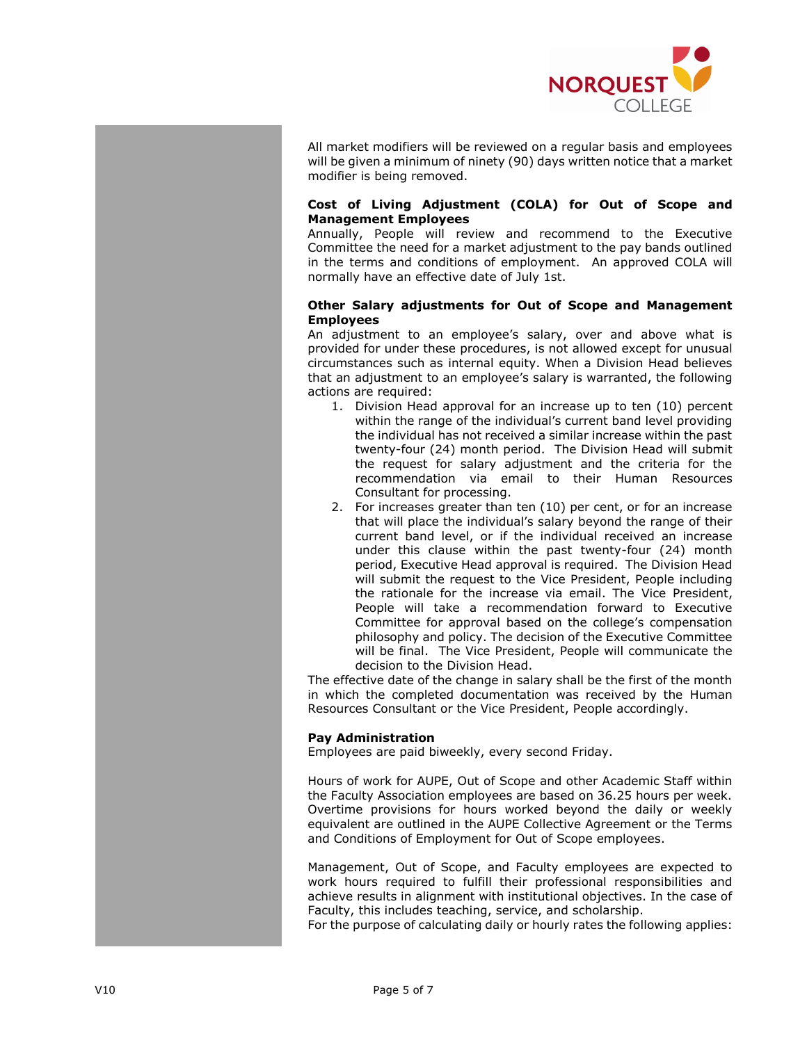All market modifiers will be reviewed on a regular basis and employees will be given a minimum of ninety (90) days written notice that a market modifier is being removed.

**Cost of Living Adjustment (COLA) for Out of Scope and Management Employees**
Annually, People will review and recommend to the Executive Committee the need for a market adjustment to the pay bands outlined in the terms and conditions of employment. An approved COLA will normally have an effective date of July 1st.

**Other Salary adjustments for Out of Scope and Management Employees**
An adjustment to an employee's salary, over and above what is provided for under these procedures, is not allowed except for unusual circumstances such as internal equity. When a Division Head believes that an adjustment to an employee's salary is warranted, the following actions are required:

1. Division Head approval for an increase up to ten (10) percent within the range of the individual's current band level providing the individual has not received a similar increase within the past twenty-four (24) month period. The Division Head will submit the request for salary adjustment and the criteria for the recommendation via email to their Human Resources Consultant for processing.
2. For increases greater than ten (10) per cent, or for an increase that will place the individual's salary beyond the range of their current band level, or if the individual received an increase under this clause within the past twenty-four (24) month period, Executive Head approval is required. The Division Head will submit the request to the Vice President, People including the rationale for the increase via email. The Vice President, People will take a recommendation forward to Executive Committee for approval based on the college's compensation philosophy and policy. The decision of the Executive Committee will be final. The Vice President, People will communicate the decision to the Division Head.

The effective date of the change in salary shall be the first of the month in which the completed documentation was received by the Human Resources Consultant or the Vice President, People accordingly.

**Pay Administration**
Employees are paid biweekly, every second Friday.

Hours of work for AUPE, Out of Scope and other Academic Staff within the Faculty Association employees are based on 36.25 hours per week. Overtime provisions for hours worked beyond the daily or weekly equivalent are outlined in the AUPE Collective Agreement or the Terms and Conditions of Employment for Out of Scope employees.

Management, Out of Scope, and Faculty employees are expected to work hours required to fulfill their professional responsibilities and achieve results in alignment with institutional objectives. In the case of Faculty, this includes teaching, service, and scholarship.
For the purpose of calculating daily or hourly rates the following applies: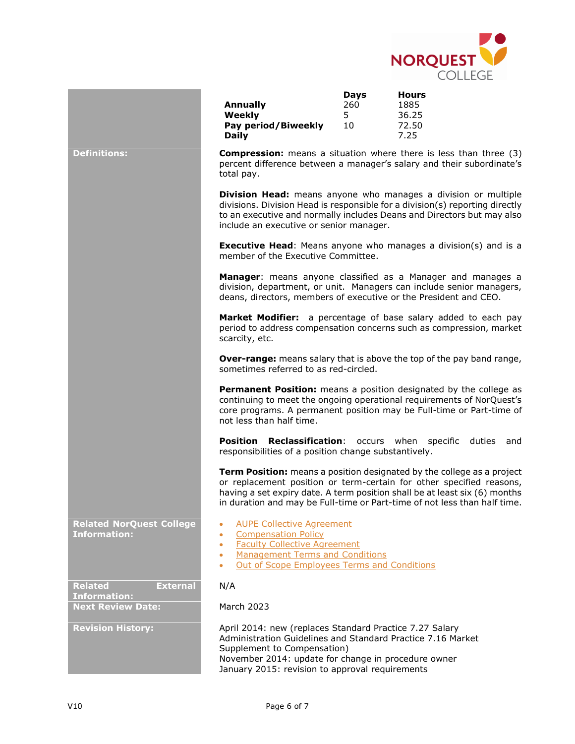| | Days | Hours |
|---|---|---|
| **Annually** | 260 | 1885 |
| **Weekly** | 5 | 36.25 |
| **Pay period/Biweekly** | 10 | 72.50 |
| **Daily** | | 7.25 |

**Definitions:**

**Compression:** means a situation where there is less than three (3) percent difference between a manager's salary and their subordinate's total pay.

**Division Head:** means anyone who manages a division or multiple divisions. Division Head is responsible for a division(s) reporting directly to an executive and normally includes Deans and Directors but may also include an executive or senior manager.

**Executive Head**: Means anyone who manages a division(s) and is a member of the Executive Committee.

**Manager**: means anyone classified as a Manager and manages a division, department, or unit. Managers can include senior managers, deans, directors, members of executive or the President and CEO.

**Market Modifier:** a percentage of base salary added to each pay period to address compensation concerns such as compression, market scarcity, etc.

**Over-range:** means salary that is above the top of the pay band range, sometimes referred to as red-circled.

**Permanent Position:** means a position designated by the college as continuing to meet the ongoing operational requirements of NorQuest's core programs. A permanent position may be Full-time or Part-time of not less than half time.

**Position Reclassification**: occurs when specific duties and responsibilities of a position change substantively.

**Term Position:** means a position designated by the college as a project or replacement position or term-certain for other specified reasons, having a set expiry date. A term position shall be at least six (6) months in duration and may be Full-time or Part-time of not less than half time.

**Related NorQuest College Information:**

- AUPE Collective Agreement
- Compensation Policy
- Faculty Collective Agreement
- Management Terms and Conditions
- Out of Scope Employees Terms and Conditions

**Related External Information:** N/A

**Next Review Date:** March 2023

**Revision History:**

April 2014: new (replaces Standard Practice 7.27 Salary Administration Guidelines and Standard Practice 7.16 Market Supplement to Compensation)
November 2014: update for change in procedure owner
January 2015: revision to approval requirements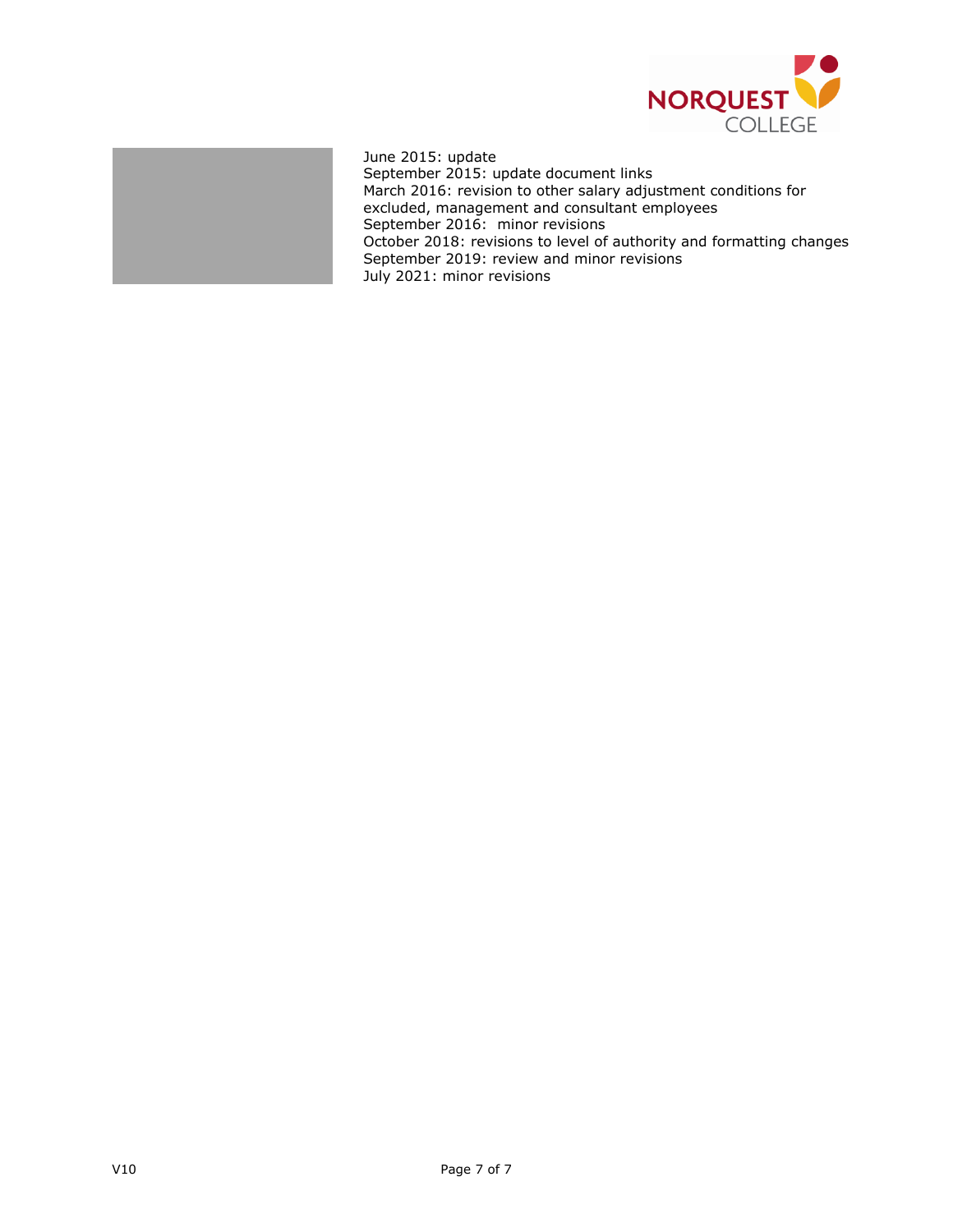|  |  |
| --- | --- |
|  | June 2015: update<br>September 2015: update document links<br>March 2016: revision to other salary adjustment conditions for excluded, management and consultant employees<br>September 2016: minor revisions<br>October 2018: revisions to level of authority and formatting changes<br>September 2019: review and minor revisions<br>July 2021: minor revisions |